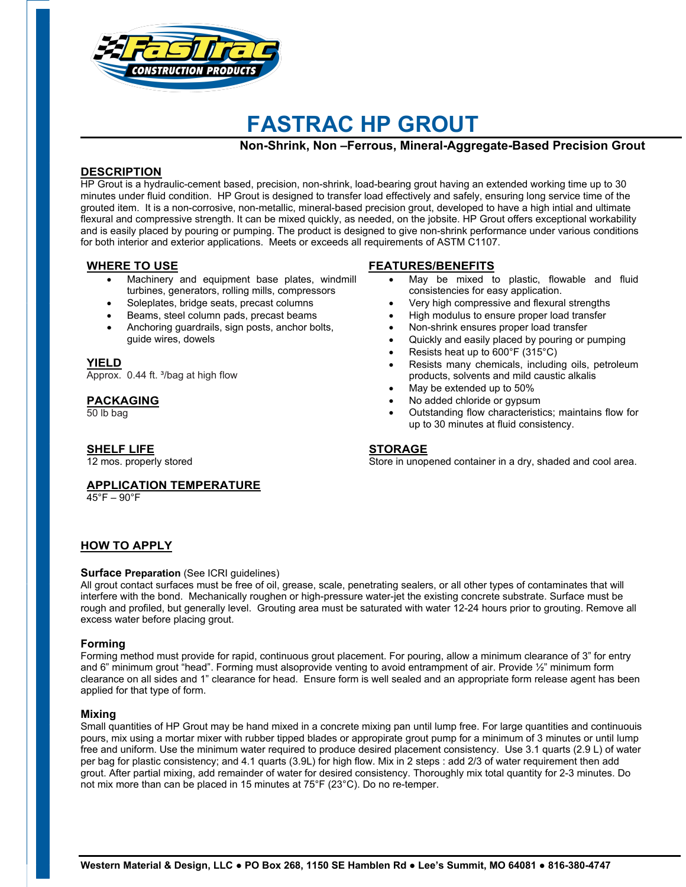# FASTRAC HP GROUT

**Non-Shrink, Non –Ferrous, Mineral-Aggregate-Based Precision Grout**

## DESCRIPTION

HP Grout is a hydraulic-cement based, precision, non-shrink, load-bearing grout having an extended working time up to 30 minutes under fluid condition. HP Grout is designed to transfer load effectively and safely, ensuring long service time of the grouted item. It is a non-corrosive, non-metallic, mineral-based precision grout, developed to have a high intial and ultimate flexural and compressive strength. It can be mixed quickly, as needed, on the jobsite. HP Grout offers exceptional workability and is easily placed by pouring or pumping. The product is designed to give non-shrink performance under various conditions for both interior and exterior applications. Meets or exceeds all requirements of ASTM C1107.

## WHERE TO USE

- Machinery and equipment base plates, windmill turbines, generators, rolling mills, compressors
- Soleplates, bridge seats, precast columns
- Beams, steel column pads, precast beams
- Anchoring guardrails, sign posts, anchor bolts, guide wires, dowels

## YIELD

Approx. 0.44 ft. ³/bag at high flow

## PACKAGING

50 lb bag

## SHELF LIFE

12 mos. properly stored

## APPLICATION TEMPERATURE

45°F – 90°F

## FEATURES/BENEFITS

- May be mixed to plastic, flowable and fluid consistencies for easy application.
- Very high compressive and flexural strengths
- High modulus to ensure proper load transfer
- Non-shrink ensures proper load transfer
- Quickly and easily placed by pouring or pumping
- Resists heat up to 600°F (315°C)
- Resists many chemicals, including oils, petroleum products, solvents and mild caustic alkalis
- May be extended up to 50%
- No added chloride or gypsum
- Outstanding flow characteristics; maintains flow for up to 30 minutes at fluid consistency.

## STORAGE

Store in unopened container in a dry, shaded and cool area.

## HOW TO APPLY

### Surface Preparation (See ICRI guidelines)

All grout contact surfaces must be free of oil, grease, scale, penetrating sealers, or all other types of contaminates that will interfere with the bond. Mechanically roughen or high-pressure water-jet the existing concrete substrate. Surface must be rough and profiled, but generally level. Grouting area must be saturated with water 12-24 hours prior to grouting. Remove all excess water before placing grout.

### Forming

Forming method must provide for rapid, continuous grout placement. For pouring, allow a minimum clearance of 3" for entry and 6" minimum grout "head". Forming must alsoprovide venting to avoid entrampment of air. Provide ½" minimum form clearance on all sides and 1" clearance for head. Ensure form is well sealed and an appropriate form release agent has been applied for that type of form.

### Mixing

Small quantities of HP Grout may be hand mixed in a concrete mixing pan until lump free. For large quantities and continuouis pours, mix using a mortar mixer with rubber tipped blades or appropirate grout pump for a minimum of 3 minutes or until lump free and uniform. Use the minimum water required to produce desired placement consistency. Use 3.1 quarts (2.9 L) of water per bag for plastic consistency; and 4.1 quarts (3.9L) for high flow. Mix in 2 steps : add 2/3 of water requirement then add grout. After partial mixing, add remainder of water for desired consistency. Thoroughly mix total quantity for 2-3 minutes. Do not mix more than can be placed in 15 minutes at 75°F (23°C). Do no re-temper.

Western Material & Design, LLC ● PO Box 268, 1150 SE Hamblen Rd ● Lee's Summit, MO 64081 ● 816-380-4747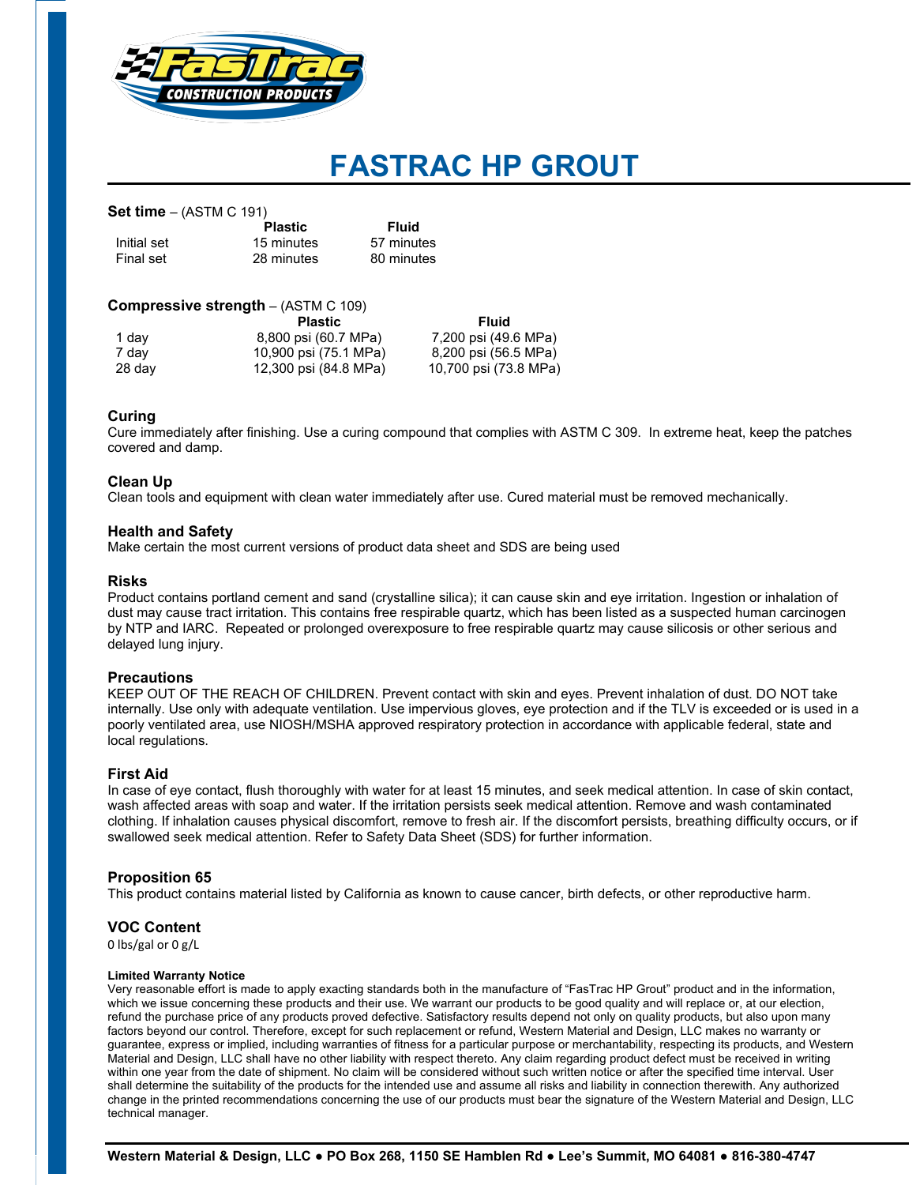# FASTRAC HP GROUT

**Set time** – (ASTM C 191)

| | Plastic | Fluid |
|---|---|---|
| Initial set | 15 minutes | 57 minutes |
| Final set | 28 minutes | 80 minutes |

**Compressive strength** – (ASTM C 109)

| | Plastic | Fluid |
|---|---|---|
| 1 day | 8,800 psi (60.7 MPa) | 7,200 psi (49.6 MPa) |
| 7 day | 10,900 psi (75.1 MPa) | 8,200 psi (56.5 MPa) |
| 28 day | 12,300 psi (84.8 MPa) | 10,700 psi (73.8 MPa) |

### Curing

Cure immediately after finishing. Use a curing compound that complies with ASTM C 309. In extreme heat, keep the patches covered and damp.

### Clean Up

Clean tools and equipment with clean water immediately after use. Cured material must be removed mechanically.

### Health and Safety

Make certain the most current versions of product data sheet and SDS are being used

### Risks

Product contains portland cement and sand (crystalline silica); it can cause skin and eye irritation. Ingestion or inhalation of dust may cause tract irritation. This contains free respirable quartz, which has been listed as a suspected human carcinogen by NTP and IARC. Repeated or prolonged overexposure to free respirable quartz may cause silicosis or other serious and delayed lung injury.

### Precautions

KEEP OUT OF THE REACH OF CHILDREN. Prevent contact with skin and eyes. Prevent inhalation of dust. DO NOT take internally. Use only with adequate ventilation. Use impervious gloves, eye protection and if the TLV is exceeded or is used in a poorly ventilated area, use NIOSH/MSHA approved respiratory protection in accordance with applicable federal, state and local regulations.

### First Aid

In case of eye contact, flush thoroughly with water for at least 15 minutes, and seek medical attention. In case of skin contact, wash affected areas with soap and water. If the irritation persists seek medical attention. Remove and wash contaminated clothing. If inhalation causes physical discomfort, remove to fresh air. If the discomfort persists, breathing difficulty occurs, or if swallowed seek medical attention. Refer to Safety Data Sheet (SDS) for further information.

### Proposition 65

This product contains material listed by California as known to cause cancer, birth defects, or other reproductive harm.

### VOC Content

0 lbs/gal or 0 g/L

#### Limited Warranty Notice

Very reasonable effort is made to apply exacting standards both in the manufacture of "FasTrac HP Grout" product and in the information, which we issue concerning these products and their use. We warrant our products to be good quality and will replace or, at our election, refund the purchase price of any products proved defective. Satisfactory results depend not only on quality products, but also upon many factors beyond our control. Therefore, except for such replacement or refund, Western Material and Design, LLC makes no warranty or guarantee, express or implied, including warranties of fitness for a particular purpose or merchantability, respecting its products, and Western Material and Design, LLC shall have no other liability with respect thereto. Any claim regarding product defect must be received in writing within one year from the date of shipment. No claim will be considered without such written notice or after the specified time interval. User shall determine the suitability of the products for the intended use and assume all risks and liability in connection therewith. Any authorized change in the printed recommendations concerning the use of our products must bear the signature of the Western Material and Design, LLC technical manager.

**Western Material & Design, LLC ● PO Box 268, 1150 SE Hamblen Rd ● Lee's Summit, MO 64081 ● 816-380-4747**